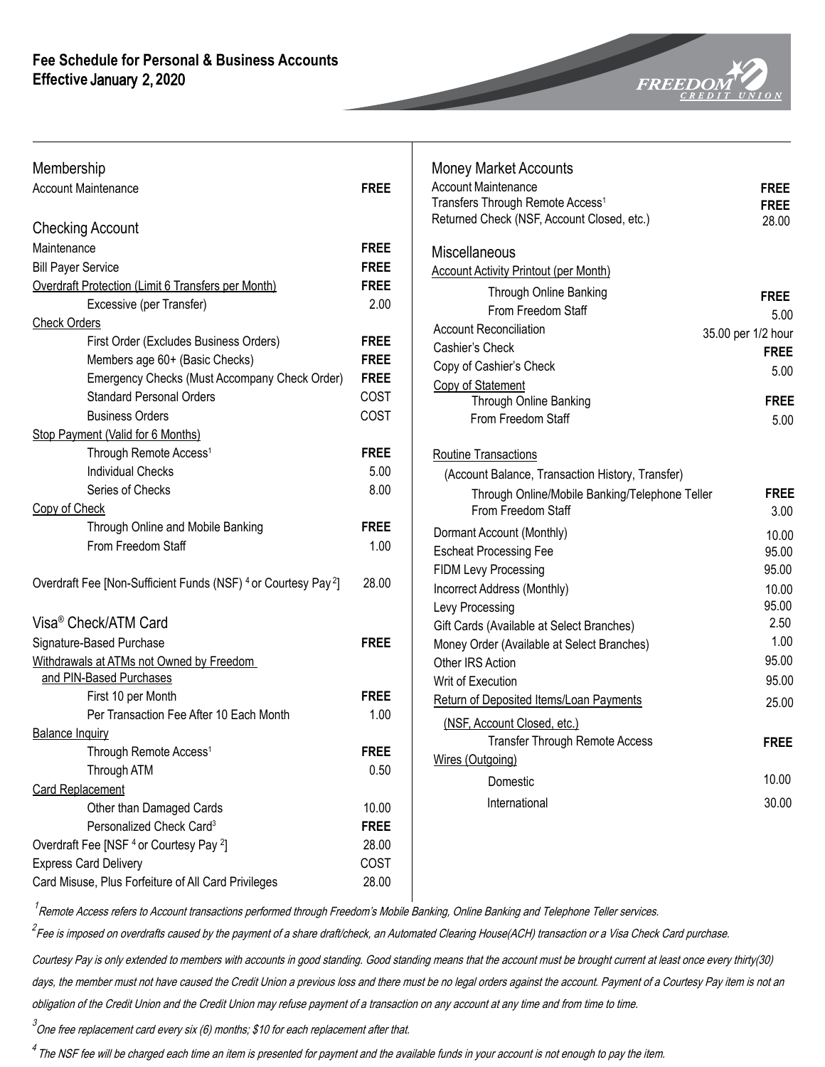# Fee Schedule for Personal & Business Accounts
## Effective January 2, 2020

FREEDOM CREDIT UNION

### Membership

| Service | Fee |
|---|---|
| Account Maintenance | **FREE** |

### Checking Account

| Service | Fee |
|---|---|
| Maintenance | **FREE** |
| Bill Payer Service | **FREE** |
| Overdraft Protection (Limit 6 Transfers per Month) | **FREE** |
| Excessive (per Transfer) | 2.00 |
| Check Orders | |
| First Order (Excludes Business Orders) | **FREE** |
| Members age 60+ (Basic Checks) | **FREE** |
| Emergency Checks (Must Accompany Check Order) | **FREE** |
| Standard Personal Orders | COST |
| Business Orders | COST |
| Stop Payment (Valid for 6 Months) | |
| Through Remote Access[1] | **FREE** |
| Individual Checks | 5.00 |
| Series of Checks | 8.00 |
| Copy of Check | |
| Through Online and Mobile Banking | **FREE** |
| From Freedom Staff | 1.00 |
| Overdraft Fee [Non-Sufficient Funds (NSF)[4] or Courtesy Pay[2]] | 28.00 |

### Visa® Check/ATM Card

| Service | Fee |
|---|---|
| Signature-Based Purchase | **FREE** |
| Withdrawals at ATMs not Owned by Freedom and PIN-Based Purchases | |
| First 10 per Month | **FREE** |
| Per Transaction Fee After 10 Each Month | 1.00 |
| Balance Inquiry | |
| Through Remote Access[1] | **FREE** |
| Through ATM | 0.50 |
| Card Replacement | |
| Other than Damaged Cards | 10.00 |
| Personalized Check Card[3] | **FREE** |
| Overdraft Fee [NSF[4] or Courtesy Pay[2]] | 28.00 |
| Express Card Delivery | COST |
| Card Misuse, Plus Forfeiture of All Card Privileges | 28.00 |

### Money Market Accounts

| Service | Fee |
|---|---|
| Account Maintenance | **FREE** |
| Transfers Through Remote Access[1] | **FREE** |
| Returned Check (NSF, Account Closed, etc.) | 28.00 |

### Miscellaneous

| Service | Fee |
|---|---|
| Account Activity Printout (per Month) | |
| Through Online Banking | **FREE** |
| From Freedom Staff | 5.00 |
| Account Reconciliation | 35.00 per 1/2 hour |
| Cashier's Check | **FREE** |
| Copy of Cashier's Check | 5.00 |
| Copy of Statement | |
| Through Online Banking | **FREE** |
| From Freedom Staff | 5.00 |
| Routine Transactions (Account Balance, Transaction History, Transfer) | |
| Through Online/Mobile Banking/Telephone Teller | **FREE** |
| From Freedom Staff | 3.00 |
| Dormant Account (Monthly) | 10.00 |
| Escheat Processing Fee | 95.00 |
| FIDM Levy Processing | 95.00 |
| Incorrect Address (Monthly) | 10.00 |
| Levy Processing | 95.00 |
| Gift Cards (Available at Select Branches) | 2.50 |
| Money Order (Available at Select Branches) | 1.00 |
| Other IRS Action | 95.00 |
| Writ of Execution | 95.00 |
| Return of Deposited Items/Loan Payments (NSF, Account Closed, etc.) | 25.00 |
| Transfer Through Remote Access | **FREE** |
| Wires (Outgoing) | |
| Domestic | 10.00 |
| International | 30.00 |

*[1] Remote Access refers to Account transactions performed through Freedom's Mobile Banking, Online Banking and Telephone Teller services.*

*[2] Fee is imposed on overdrafts caused by the payment of a share draft/check, an Automated Clearing House(ACH) transaction or a Visa Check Card purchase.*

*Courtesy Pay is only extended to members with accounts in good standing. Good standing means that the account must be brought current at least once every thirty(30) days, the member must not have caused the Credit Union a previous loss and there must be no legal orders against the account. Payment of a Courtesy Pay item is not an obligation of the Credit Union and the Credit Union may refuse payment of a transaction on any account at any time and from time to time.*

*[3] One free replacement card every six (6) months; $10 for each replacement after that.*

*[4] The NSF fee will be charged each time an item is presented for payment and the available funds in your account is not enough to pay the item.*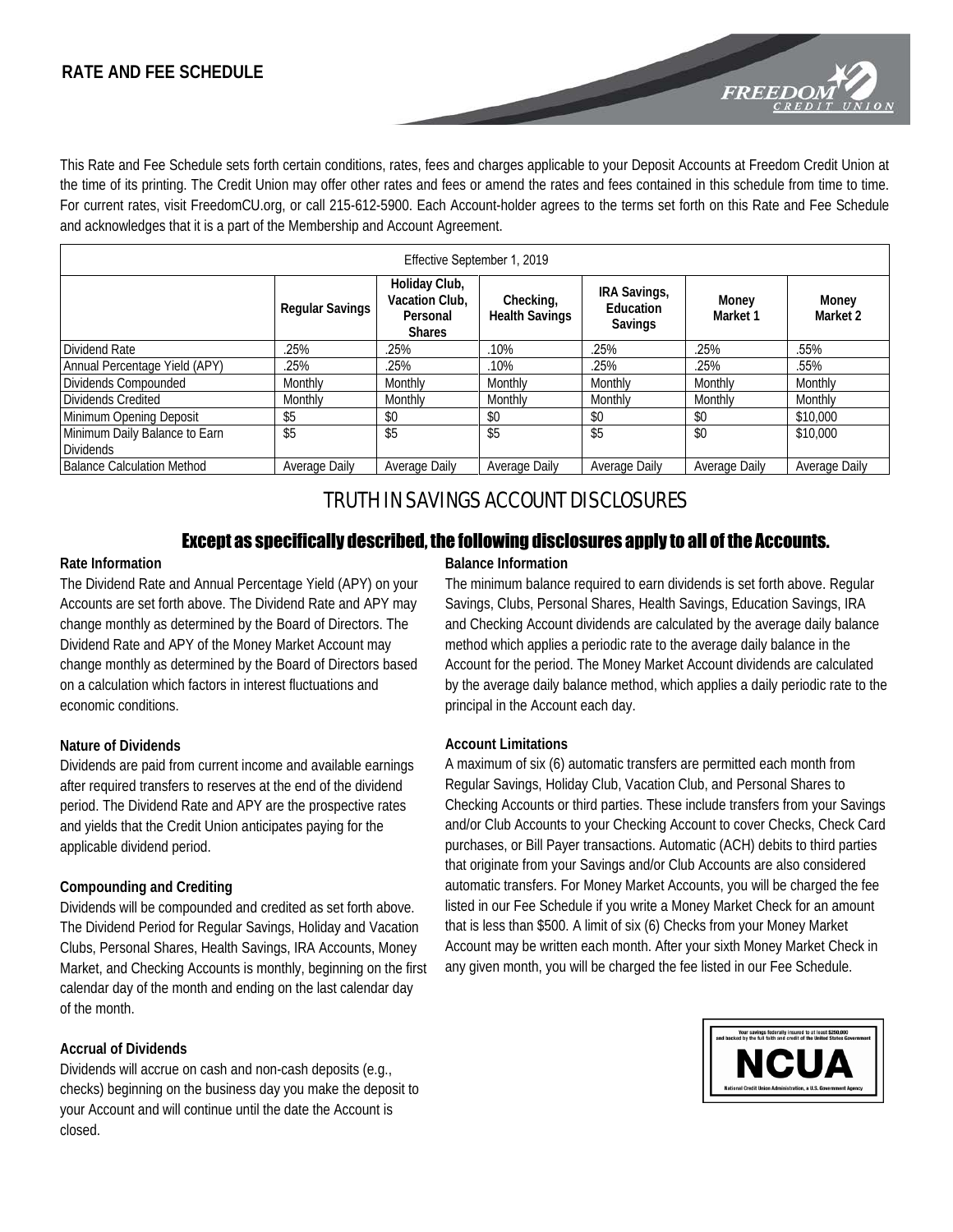## RATE AND FEE SCHEDULE

FREEDOM CREDIT UNION

This Rate and Fee Schedule sets forth certain conditions, rates, fees and charges applicable to your Deposit Accounts at Freedom Credit Union at the time of its printing. The Credit Union may offer other rates and fees or amend the rates and fees contained in this schedule from time to time. For current rates, visit FreedomCU.org, or call 215-612-5900. Each Account-holder agrees to the terms set forth on this Rate and Fee Schedule and acknowledges that it is a part of the Membership and Account Agreement.

| Effective September 1, 2019 | | | | | | |
|---|---|---|---|---|---|---|
| | **Regular Savings** | **Holiday Club, Vacation Club, Personal Shares** | **Checking, Health Savings** | **IRA Savings, Education Savings** | **Money Market 1** | **Money Market 2** |
| Dividend Rate | .25% | .25% | .10% | .25% | .25% | .55% |
| Annual Percentage Yield (APY) | .25% | .25% | .10% | .25% | .25% | .55% |
| Dividends Compounded | Monthly | Monthly | Monthly | Monthly | Monthly | Monthly |
| Dividends Credited | Monthly | Monthly | Monthly | Monthly | Monthly | Monthly |
| Minimum Opening Deposit | $5 | $0 | $0 | $0 | $0 | $10,000 |
| Minimum Daily Balance to Earn Dividends | $5 | $5 | $5 | $5 | $0 | $10,000 |
| Balance Calculation Method | Average Daily | Average Daily | Average Daily | Average Daily | Average Daily | Average Daily |

# TRUTH IN SAVINGS ACCOUNT DISCLOSURES

## Except as specifically described, the following disclosures apply to all of the Accounts.

**Rate Information**

The Dividend Rate and Annual Percentage Yield (APY) on your Accounts are set forth above. The Dividend Rate and APY may change monthly as determined by the Board of Directors. The Dividend Rate and APY of the Money Market Account may change monthly as determined by the Board of Directors based on a calculation which factors in interest fluctuations and economic conditions.

**Nature of Dividends**

Dividends are paid from current income and available earnings after required transfers to reserves at the end of the dividend period. The Dividend Rate and APY are the prospective rates and yields that the Credit Union anticipates paying for the applicable dividend period.

**Compounding and Crediting**

Dividends will be compounded and credited as set forth above. The Dividend Period for Regular Savings, Holiday and Vacation Clubs, Personal Shares, Health Savings, IRA Accounts, Money Market, and Checking Accounts is monthly, beginning on the first calendar day of the month and ending on the last calendar day of the month.

**Accrual of Dividends**

Dividends will accrue on cash and non-cash deposits (e.g., checks) beginning on the business day you make the deposit to your Account and will continue until the date the Account is closed.

**Balance Information**

The minimum balance required to earn dividends is set forth above. Regular Savings, Clubs, Personal Shares, Health Savings, Education Savings, IRA and Checking Account dividends are calculated by the average daily balance method which applies a periodic rate to the average daily balance in the Account for the period. The Money Market Account dividends are calculated by the average daily balance method, which applies a daily periodic rate to the principal in the Account each day.

**Account Limitations**

A maximum of six (6) automatic transfers are permitted each month from Regular Savings, Holiday Club, Vacation Club, and Personal Shares to Checking Accounts or third parties. These include transfers from your Savings and/or Club Accounts to your Checking Account to cover Checks, Check Card purchases, or Bill Payer transactions. Automatic (ACH) debits to third parties that originate from your Savings and/or Club Accounts are also considered automatic transfers. For Money Market Accounts, you will be charged the fee listed in our Fee Schedule if you write a Money Market Check for an amount that is less than $500. A limit of six (6) Checks from your Money Market Account may be written each month. After your sixth Money Market Check in any given month, you will be charged the fee listed in our Fee Schedule.

Your savings federally insured to at least $250,000 and backed by the full faith and credit of the United States Government

NCUA

National Credit Union Administration, a U.S. Government Agency